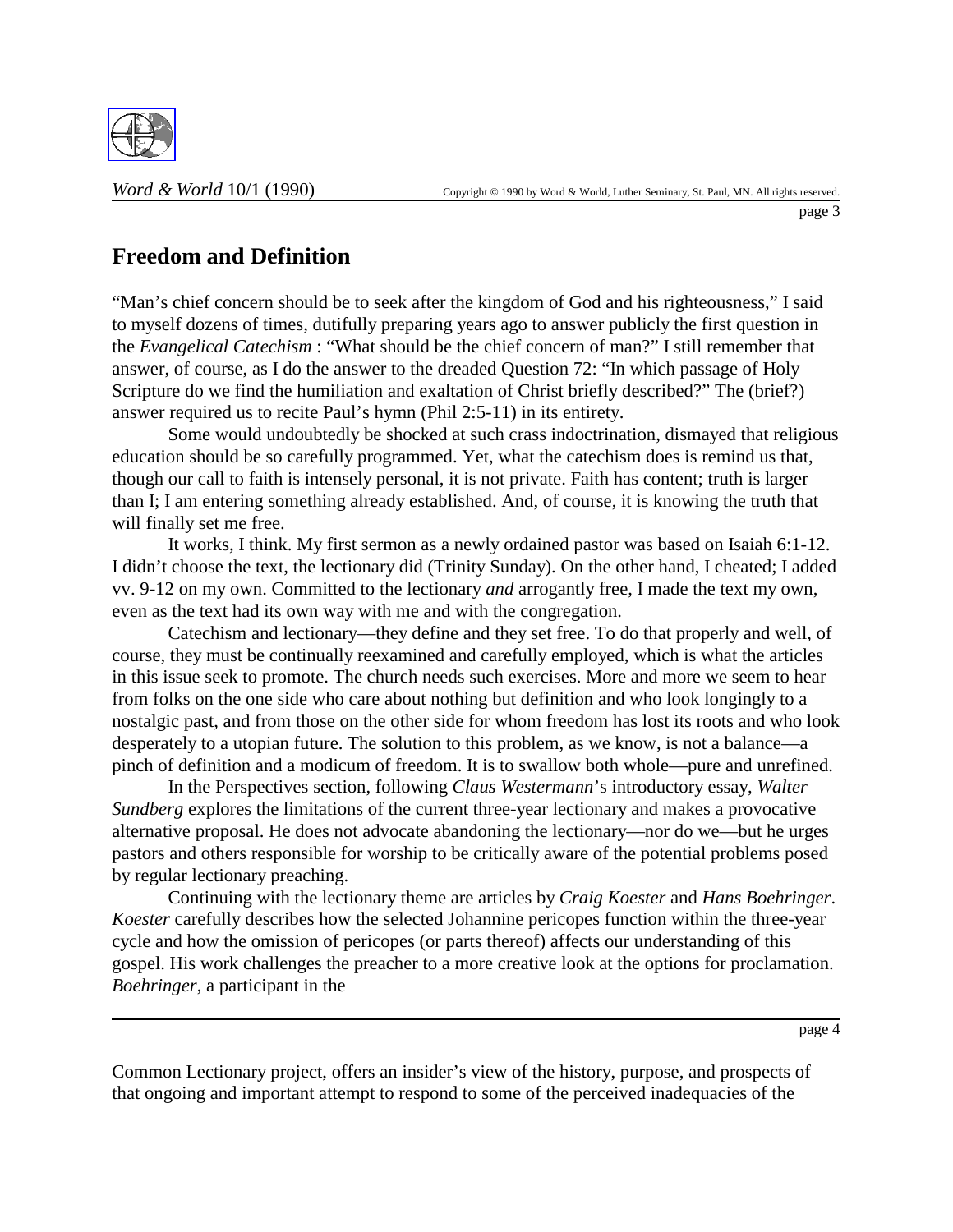# Freedom and Definition

"Man's chief concern should be to seek after the kingdom of God and his righteousness," I said to myself dozens of times, dutifully preparing years ago to answer publicly the first question in the *Evangelical Catechism* : "What should be the chief concern of man?" I still remember that answer, of course, as I do the answer to the dreaded Question 72: "In which passage of Holy Scripture do we find the humiliation and exaltation of Christ briefly described?" The (brief?) answer required us to recite Paul's hymn (Phil 2:5-11) in its entirety.

Some would undoubtedly be shocked at such crass indoctrination, dismayed that religious education should be so carefully programmed. Yet, what the catechism does is remind us that, though our call to faith is intensely personal, it is not private. Faith has content; truth is larger than I; I am entering something already established. And, of course, it is knowing the truth that will finally set me free.

It works, I think. My first sermon as a newly ordained pastor was based on Isaiah 6:1-12. I didn't choose the text, the lectionary did (Trinity Sunday). On the other hand, I cheated; I added vv. 9-12 on my own. Committed to the lectionary *and* arrogantly free, I made the text my own, even as the text had its own way with me and with the congregation.

Catechism and lectionary—they define and they set free. To do that properly and well, of course, they must be continually reexamined and carefully employed, which is what the articles in this issue seek to promote. The church needs such exercises. More and more we seem to hear from folks on the one side who care about nothing but definition and who look longingly to a nostalgic past, and from those on the other side for whom freedom has lost its roots and who look desperately to a utopian future. The solution to this problem, as we know, is not a balance—a pinch of definition and a modicum of freedom. It is to swallow both whole—pure and unrefined.

In the Perspectives section, following *Claus Westermann*'s introductory essay, *Walter Sundberg* explores the limitations of the current three-year lectionary and makes a provocative alternative proposal. He does not advocate abandoning the lectionary—nor do we—but he urges pastors and others responsible for worship to be critically aware of the potential problems posed by regular lectionary preaching.

Continuing with the lectionary theme are articles by *Craig Koester* and *Hans Boehringer*. *Koester* carefully describes how the selected Johannine pericopes function within the three-year cycle and how the omission of pericopes (or parts thereof) affects our understanding of this gospel. His work challenges the preacher to a more creative look at the options for proclamation. *Boehringer*, a participant in the Common Lectionary project, offers an insider's view of the history, purpose, and prospects of that ongoing and important attempt to respond to some of the perceived inadequacies of the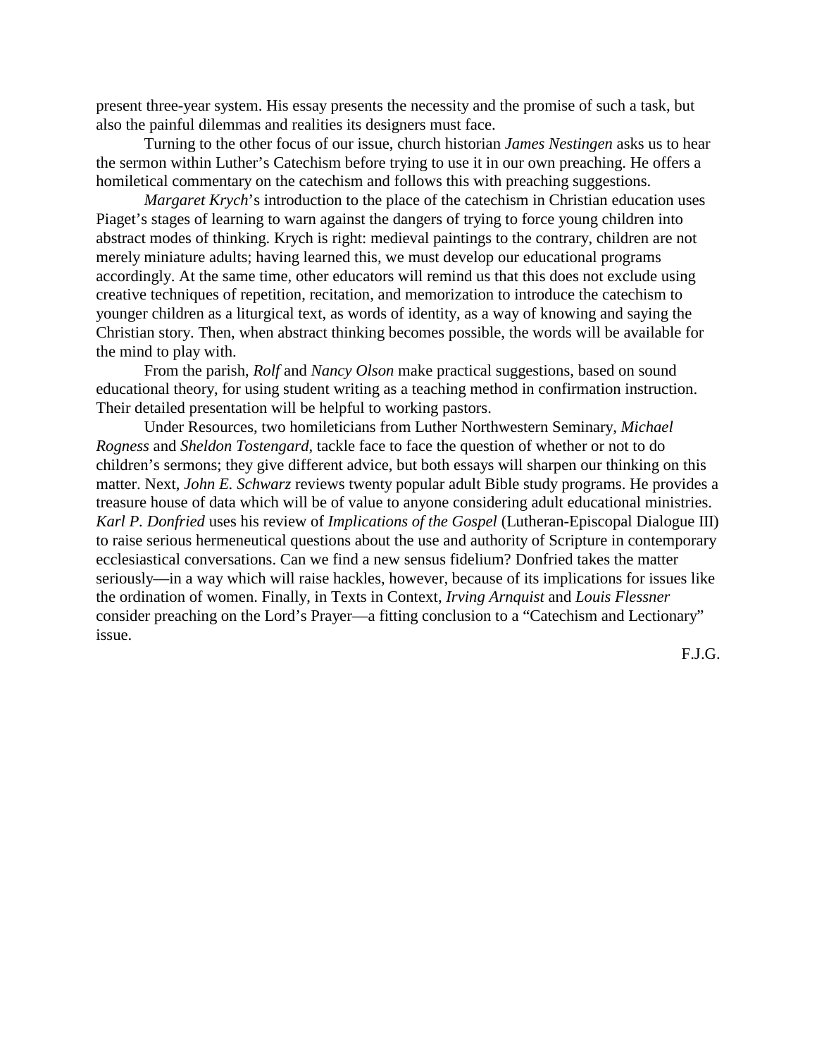present three-year system. His essay presents the necessity and the promise of such a task, but also the painful dilemmas and realities its designers must face.

Turning to the other focus of our issue, church historian *James Nestingen* asks us to hear the sermon within Luther's Catechism before trying to use it in our own preaching. He offers a homiletical commentary on the catechism and follows this with preaching suggestions.

*Margaret Krych*'s introduction to the place of the catechism in Christian education uses Piaget's stages of learning to warn against the dangers of trying to force young children into abstract modes of thinking. Krych is right: medieval paintings to the contrary, children are not merely miniature adults; having learned this, we must develop our educational programs accordingly. At the same time, other educators will remind us that this does not exclude using creative techniques of repetition, recitation, and memorization to introduce the catechism to younger children as a liturgical text, as words of identity, as a way of knowing and saying the Christian story. Then, when abstract thinking becomes possible, the words will be available for the mind to play with.

From the parish, *Rolf* and *Nancy Olson* make practical suggestions, based on sound educational theory, for using student writing as a teaching method in confirmation instruction. Their detailed presentation will be helpful to working pastors.

Under Resources, two homileticians from Luther Northwestern Seminary, *Michael Rogness* and *Sheldon Tostengard*, tackle face to face the question of whether or not to do children's sermons; they give different advice, but both essays will sharpen our thinking on this matter. Next, *John E. Schwarz* reviews twenty popular adult Bible study programs. He provides a treasure house of data which will be of value to anyone considering adult educational ministries. *Karl P. Donfried* uses his review of *Implications of the Gospel* (Lutheran-Episcopal Dialogue III) to raise serious hermeneutical questions about the use and authority of Scripture in contemporary ecclesiastical conversations. Can we find a new sensus fidelium? Donfried takes the matter seriously—in a way which will raise hackles, however, because of its implications for issues like the ordination of women. Finally, in Texts in Context, *Irving Arnquist* and *Louis Flessner* consider preaching on the Lord's Prayer—a fitting conclusion to a "Catechism and Lectionary" issue.

F.J.G.